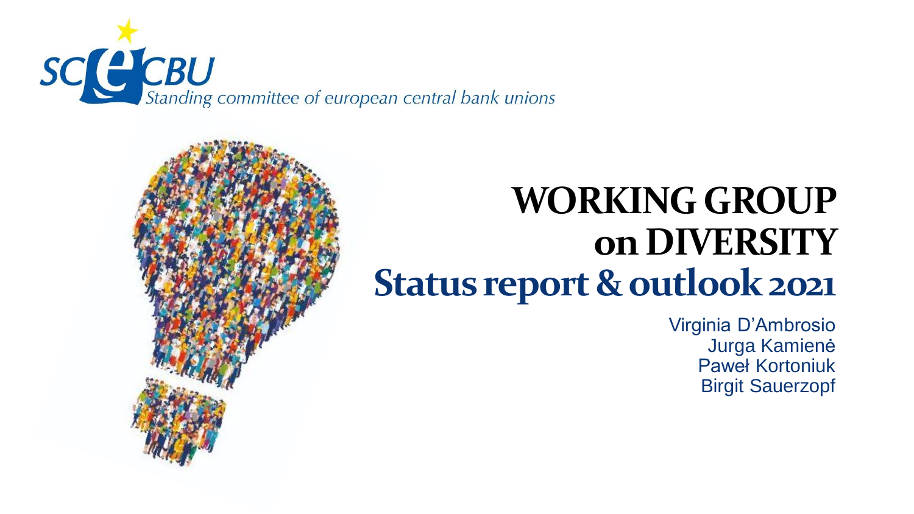SCECBU

Standing committee of european central bank unions

# WORKING GROUP on DIVERSITY

## Status report & outlook 2021

Virginia D'Ambrosio
Jurga Kamienė
Paweł Kortoniuk
Birgit Sauerzopf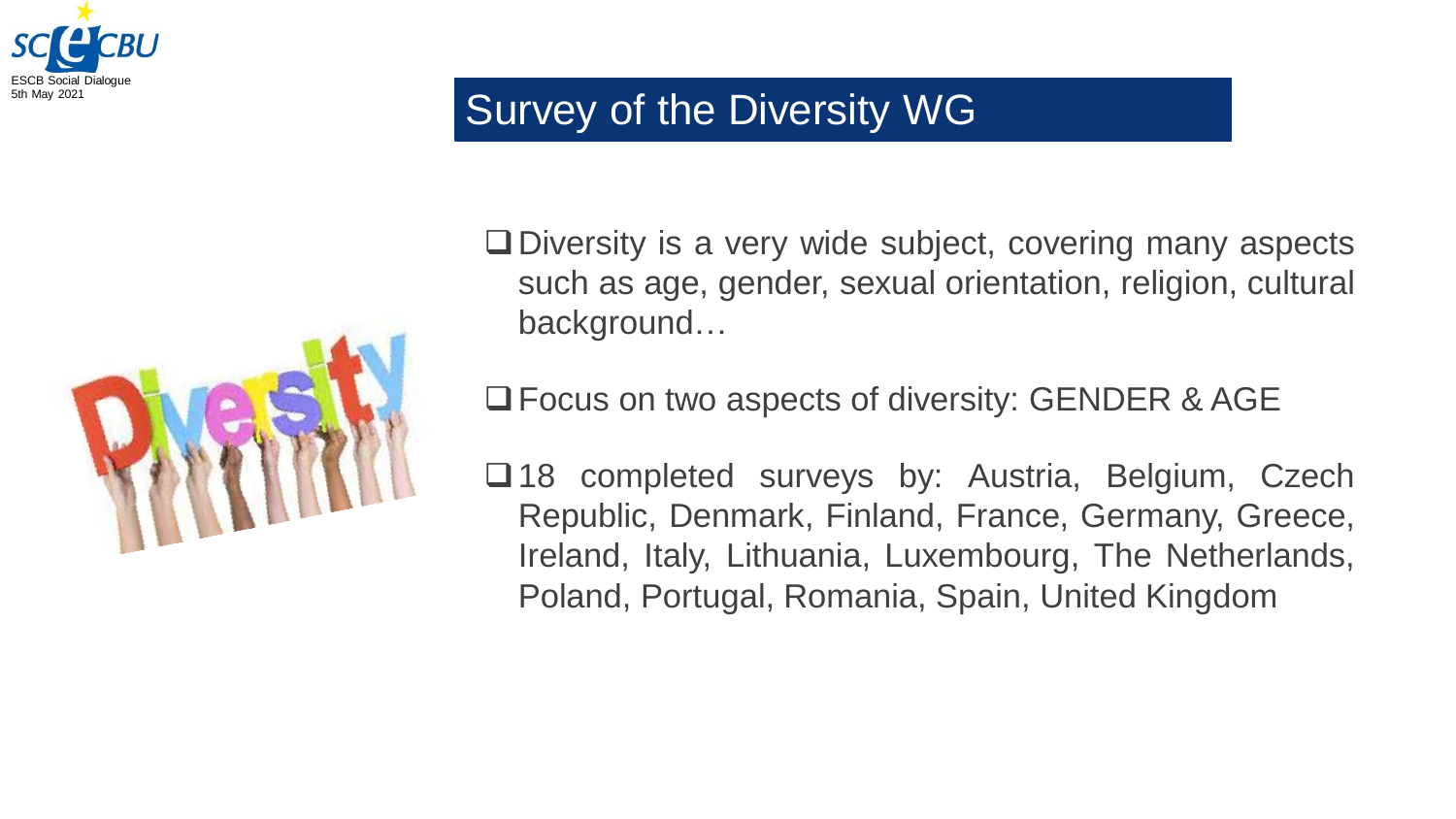# Survey of the Diversity WG

- Diversity is a very wide subject, covering many aspects such as age, gender, sexual orientation, religion, cultural background…

- Focus on two aspects of diversity: GENDER & AGE

- 18 completed surveys by: Austria, Belgium, Czech Republic, Denmark, Finland, France, Germany, Greece, Ireland, Italy, Lithuania, Luxembourg, The Netherlands, Poland, Portugal, Romania, Spain, United Kingdom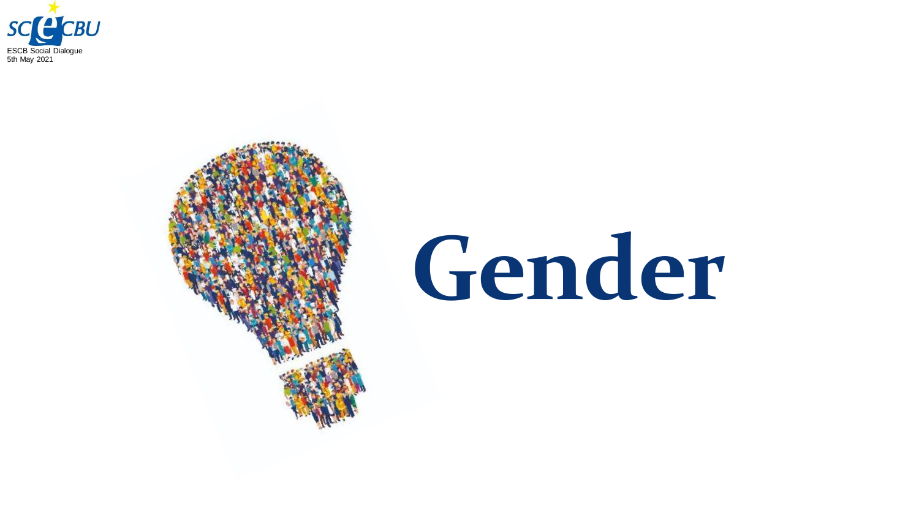# Gender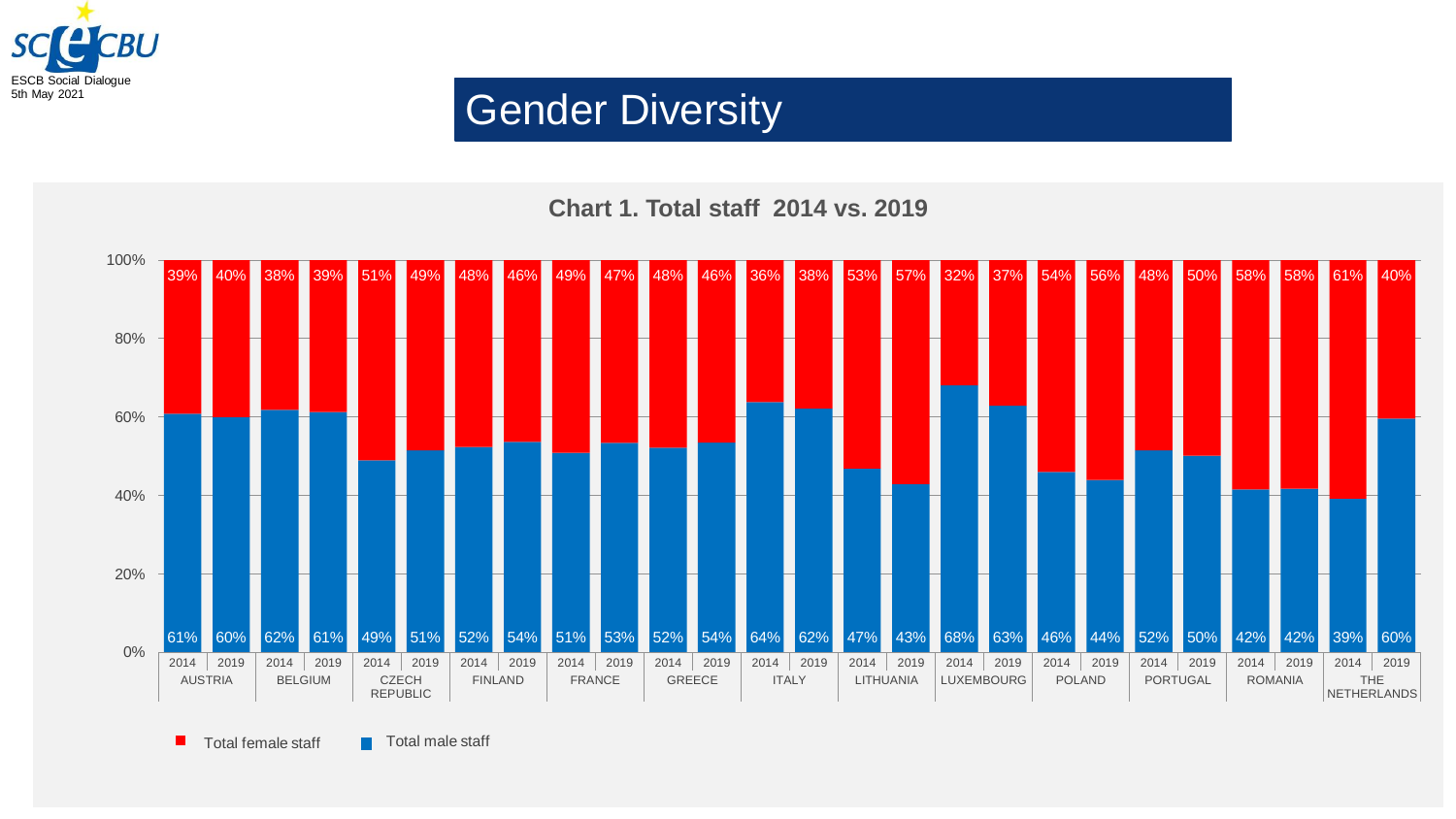# Gender Diversity

**Chart 1. Total staff 2014 vs. 2019**

| Country | Year | Total female staff | Total male staff |
|---|---|---|---|
| AUSTRIA | 2014 | 39% | 61% |
| AUSTRIA | 2019 | 40% | 60% |
| BELGIUM | 2014 | 38% | 62% |
| BELGIUM | 2019 | 39% | 61% |
| CZECH REPUBLIC | 2014 | 51% | 49% |
| CZECH REPUBLIC | 2019 | 49% | 51% |
| FINLAND | 2014 | 48% | 52% |
| FINLAND | 2019 | 46% | 54% |
| FRANCE | 2014 | 49% | 51% |
| FRANCE | 2019 | 47% | 53% |
| GREECE | 2014 | 48% | 52% |
| GREECE | 2019 | 46% | 54% |
| ITALY | 2014 | 36% | 64% |
| ITALY | 2019 | 38% | 62% |
| LITHUANIA | 2014 | 53% | 47% |
| LITHUANIA | 2019 | 57% | 43% |
| LUXEMBOURG | 2014 | 32% | 68% |
| LUXEMBOURG | 2019 | 37% | 63% |
| POLAND | 2014 | 54% | 46% |
| POLAND | 2019 | 56% | 44% |
| PORTUGAL | 2014 | 48% | 52% |
| PORTUGAL | 2019 | 50% | 50% |
| ROMANIA | 2014 | 58% | 42% |
| ROMANIA | 2019 | 58% | 42% |
| THE NETHERLANDS | 2014 | 61% | 39% |
| THE NETHERLANDS | 2019 | 40% | 60% |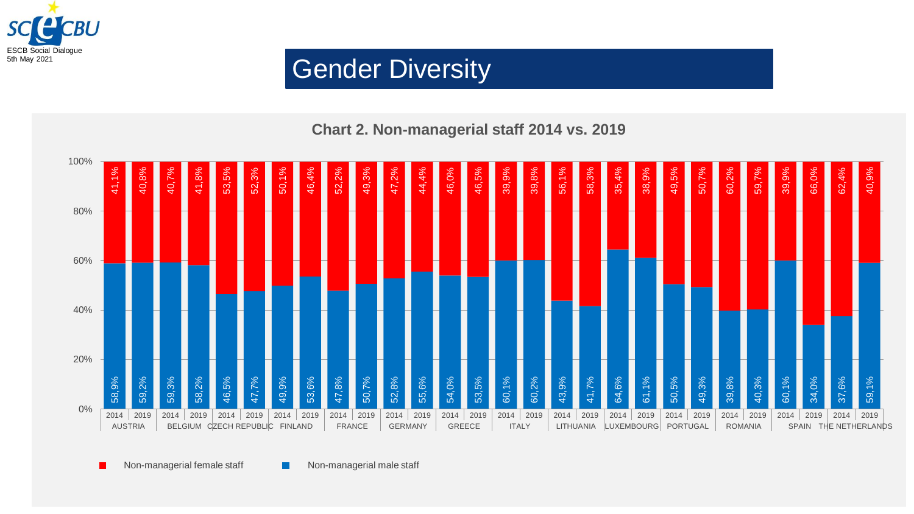# Gender Diversity

**Chart 2. Non-managerial staff 2014 vs. 2019**

| Country | Year | Non-managerial female staff | Non-managerial male staff |
|---|---|---|---|
| AUSTRIA | 2014 | 41,1% | 58,9% |
| AUSTRIA | 2019 | 40,8% | 59,2% |
| BELGIUM | 2014 | 40,7% | 59,3% |
| BELGIUM | 2019 | 41,8% | 58,2% |
| CZECH REPUBLIC | 2014 | 53,5% | 46,5% |
| CZECH REPUBLIC | 2019 | 52,3% | 47,7% |
| FINLAND | 2014 | 50,1% | 49,9% |
| FINLAND | 2019 | 46,4% | 53,6% |
| FRANCE | 2014 | 52,2% | 47,8% |
| FRANCE | 2019 | 49,3% | 50,7% |
| GERMANY | 2014 | 47,2% | 52,8% |
| GERMANY | 2019 | 44,4% | 55,6% |
| GREECE | 2014 | 46,0% | 54,0% |
| GREECE | 2019 | 46,5% | 53,5% |
| ITALY | 2014 | 39,9% | 60,1% |
| ITALY | 2019 | 39,8% | 60,2% |
| LITHUANIA | 2014 | 56,1% | 43,9% |
| LITHUANIA | 2019 | 58,3% | 41,7% |
| LUXEMBOURG | 2014 | 35,4% | 64,6% |
| LUXEMBOURG | 2019 | 38,9% | 61,1% |
| PORTUGAL | 2014 | 49,5% | 50,5% |
| PORTUGAL | 2019 | 50,7% | 49,3% |
| ROMANIA | 2014 | 60,2% | 39,8% |
| ROMANIA | 2019 | 59,7% | 40,3% |
| SPAIN | 2014 | 39,9% | 60,1% |
| SPAIN | 2019 | 66,0% | 34,0% |
| THE NETHERLANDS | 2014 | 62,4% | 37,6% |
| THE NETHERLANDS | 2019 | 40,9% | 59,1% |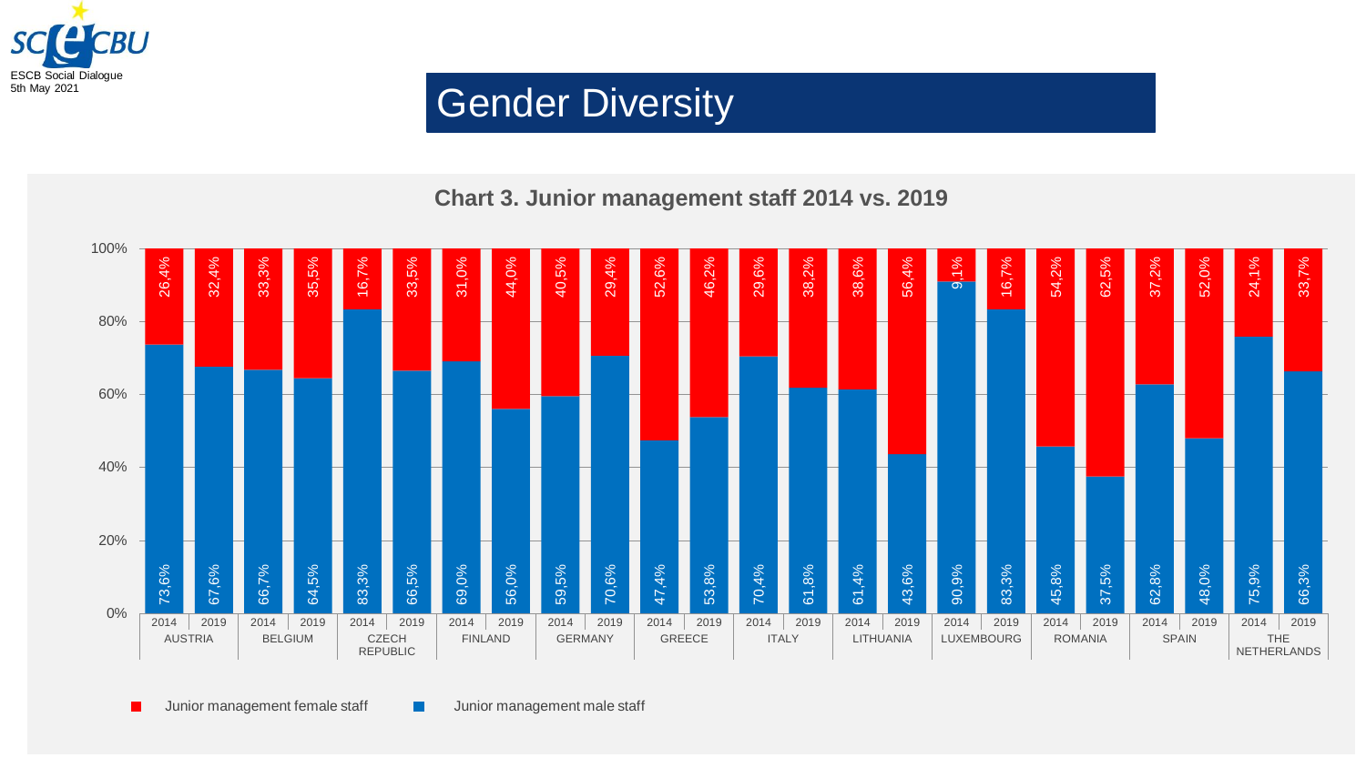# Gender Diversity

## Chart 3. Junior management staff 2014 vs. 2019

| Country | Year | Junior management female staff | Junior management male staff |
|---|---|---|---|
| AUSTRIA | 2014 | 26,4% | 73,6% |
| AUSTRIA | 2019 | 32,4% | 67,6% |
| BELGIUM | 2014 | 33,3% | 66,7% |
| BELGIUM | 2019 | 35,5% | 64,5% |
| CZECH REPUBLIC | 2014 | 16,7% | 83,3% |
| CZECH REPUBLIC | 2019 | 33,5% | 66,5% |
| FINLAND | 2014 | 31,0% | 69,0% |
| FINLAND | 2019 | 44,0% | 56,0% |
| GERMANY | 2014 | 40,5% | 59,5% |
| GERMANY | 2019 | 29,4% | 70,6% |
| GREECE | 2014 | 52,6% | 47,4% |
| GREECE | 2019 | 46,2% | 53,8% |
| ITALY | 2014 | 29,6% | 70,4% |
| ITALY | 2019 | 38,2% | 61,8% |
| LITHUANIA | 2014 | 38,6% | 61,4% |
| LITHUANIA | 2019 | 56,4% | 43,6% |
| LUXEMBOURG | 2014 | 9,1% | 90,9% |
| LUXEMBOURG | 2019 | 16,7% | 83,3% |
| ROMANIA | 2014 | 54,2% | 45,8% |
| ROMANIA | 2019 | 62,5% | 37,5% |
| SPAIN | 2014 | 37,2% | 62,8% |
| SPAIN | 2019 | 52,0% | 48,0% |
| THE NETHERLANDS | 2014 | 24,1% | 75,9% |
| THE NETHERLANDS | 2019 | 33,7% | 66,3% |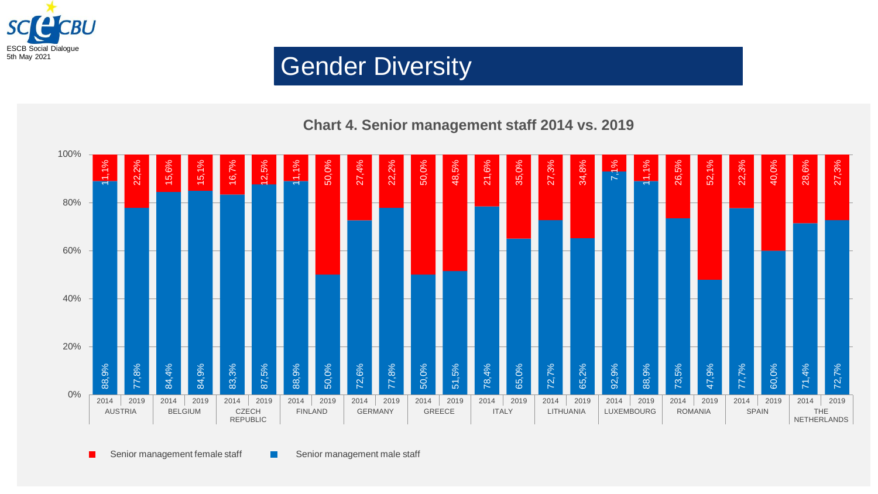# Gender Diversity

**Chart 4. Senior management staff 2014 vs. 2019**

| Country | Year | Senior management female staff | Senior management male staff |
|---|---|---|---|
| AUSTRIA | 2014 | 11,1% | 88,9% |
| | 2019 | 22,2% | 77,8% |
| BELGIUM | 2014 | 15,6% | 84,4% |
| | 2019 | 15,1% | 84,9% |
| CZECH REPUBLIC | 2014 | 16,7% | 83,3% |
| | 2019 | 12,5% | 87,5% |
| FINLAND | 2014 | 11,1% | 88,9% |
| | 2019 | 50,0% | 50,0% |
| GERMANY | 2014 | 27,4% | 72,6% |
| | 2019 | 22,2% | 77,8% |
| GREECE | 2014 | 50,0% | 50,0% |
| | 2019 | 48,5% | 51,5% |
| ITALY | 2014 | 21,6% | 78,4% |
| | 2019 | 35,0% | 65,0% |
| LITHUANIA | 2014 | 27,3% | 72,7% |
| | 2019 | 34,8% | 65,2% |
| LUXEMBOURG | 2014 | 7,1% | 92,9% |
| | 2019 | 11,1% | 88,9% |
| ROMANIA | 2014 | 26,5% | 73,5% |
| | 2019 | 52,1% | 47,9% |
| SPAIN | 2014 | 22,3% | 77,7% |
| | 2019 | 40,0% | 60,0% |
| THE NETHERLANDS | 2014 | 28,6% | 71,4% |
| | 2019 | 27,3% | 72,7% |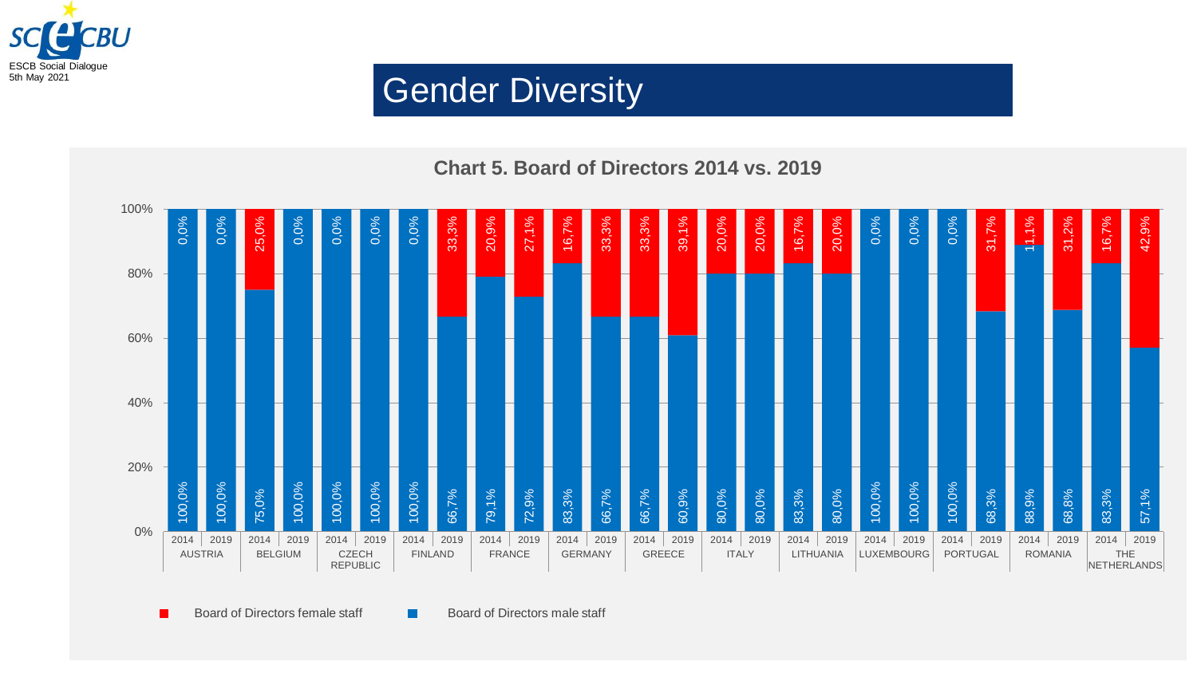# Gender Diversity

**Chart 5. Board of Directors 2014 vs. 2019**

| Country | Year | Board of Directors female staff | Board of Directors male staff |
|---|---|---|---|
| AUSTRIA | 2014 | 0,0% | 100,0% |
| AUSTRIA | 2019 | 0,0% | 100,0% |
| BELGIUM | 2014 | 25,0% | 75,0% |
| BELGIUM | 2019 | 0,0% | 100,0% |
| CZECH REPUBLIC | 2014 | 0,0% | 100,0% |
| CZECH REPUBLIC | 2019 | 0,0% | 100,0% |
| FINLAND | 2014 | 0,0% | 100,0% |
| FINLAND | 2019 | 33,3% | 66,7% |
| FRANCE | 2014 | 20,9% | 79,1% |
| FRANCE | 2019 | 27,1% | 72,9% |
| GERMANY | 2014 | 16,7% | 83,3% |
| GERMANY | 2019 | 33,3% | 66,7% |
| GREECE | 2014 | 33,3% | 66,7% |
| GREECE | 2019 | 39,1% | 60,9% |
| ITALY | 2014 | 20,0% | 80,0% |
| ITALY | 2019 | 20,0% | 80,0% |
| LITHUANIA | 2014 | 16,7% | 83,3% |
| LITHUANIA | 2019 | 20,0% | 80,0% |
| LUXEMBOURG | 2014 | 0,0% | 100,0% |
| LUXEMBOURG | 2019 | 0,0% | 100,0% |
| PORTUGAL | 2014 | 0,0% | 100,0% |
| PORTUGAL | 2019 | 31,7% | 68,3% |
| ROMANIA | 2014 | 11,1% | 88,9% |
| ROMANIA | 2019 | 31,2% | 68,8% |
| THE NETHERLANDS | 2014 | 16,7% | 83,3% |
| THE NETHERLANDS | 2019 | 42,9% | 57,1% |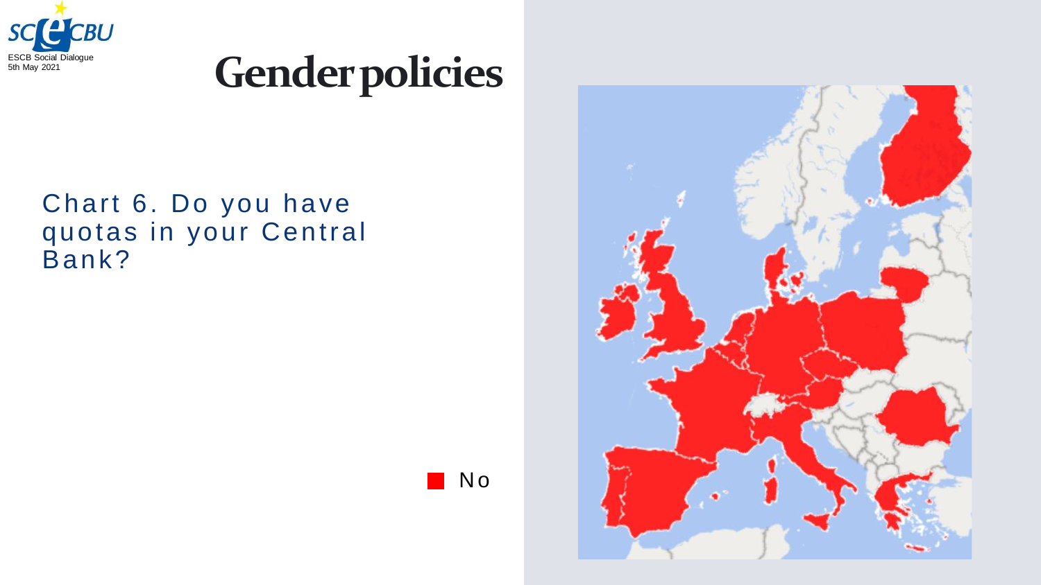# Gender policies

Chart 6. Do you have quotas in your Central Bank?

No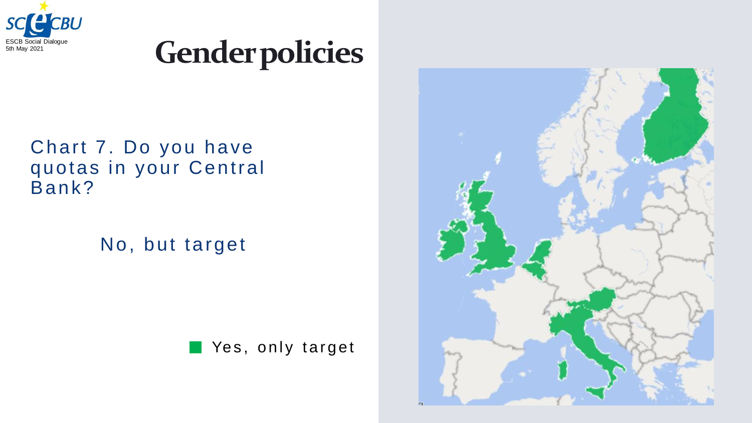# Gender policies

Chart 7. Do you have quotas in your Central Bank?

No, but target

Yes, only target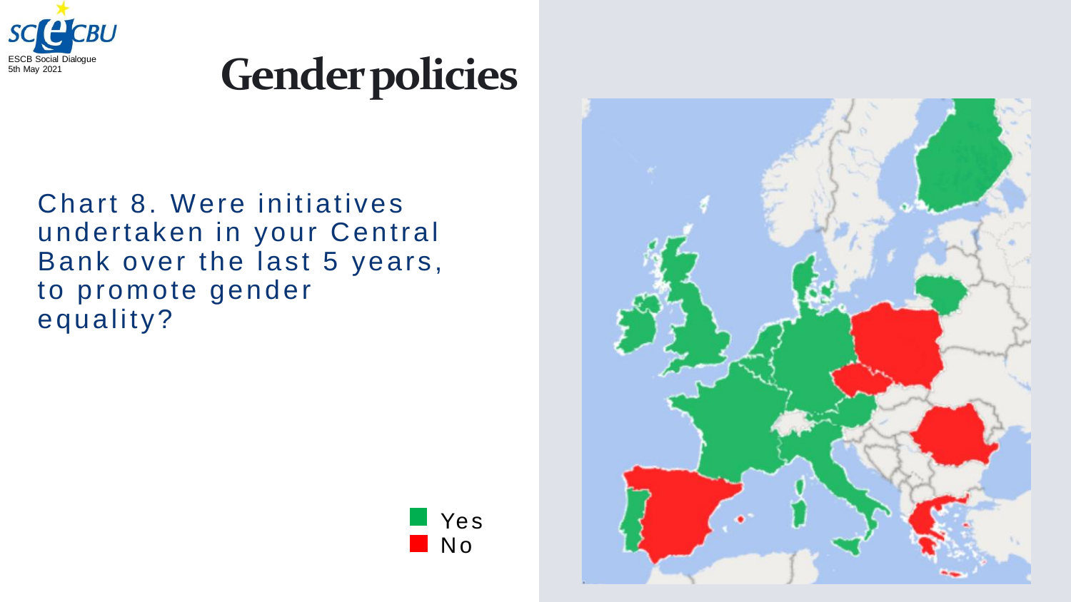# Gender policies

Chart 8. Were initiatives undertaken in your Central Bank over the last 5 years, to promote gender equality?

Yes
No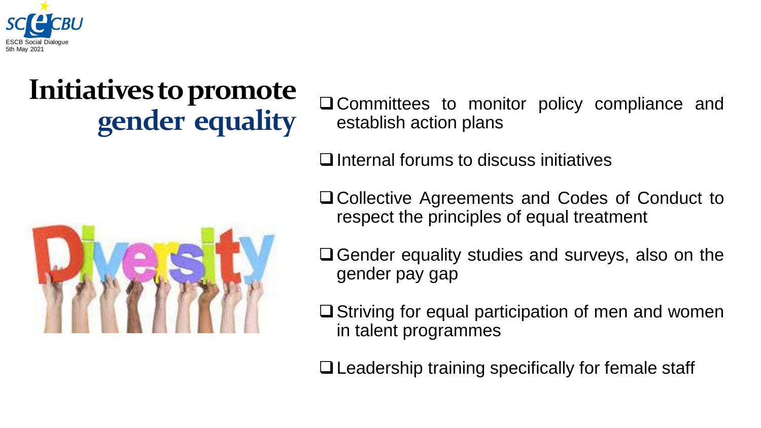# Initiatives to promote gender equality

- Committees to monitor policy compliance and establish action plans
- Internal forums to discuss initiatives
- Collective Agreements and Codes of Conduct to respect the principles of equal treatment
- Gender equality studies and surveys, also on the gender pay gap
- Striving for equal participation of men and women in talent programmes
- Leadership training specifically for female staff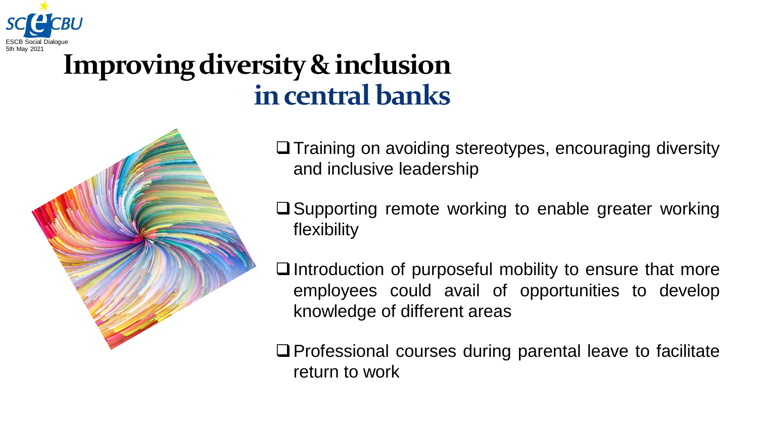# Improving diversity & inclusion in central banks

- Training on avoiding stereotypes, encouraging diversity and inclusive leadership
- Supporting remote working to enable greater working flexibility
- Introduction of purposeful mobility to ensure that more employees could avail of opportunities to develop knowledge of different areas
- Professional courses during parental leave to facilitate return to work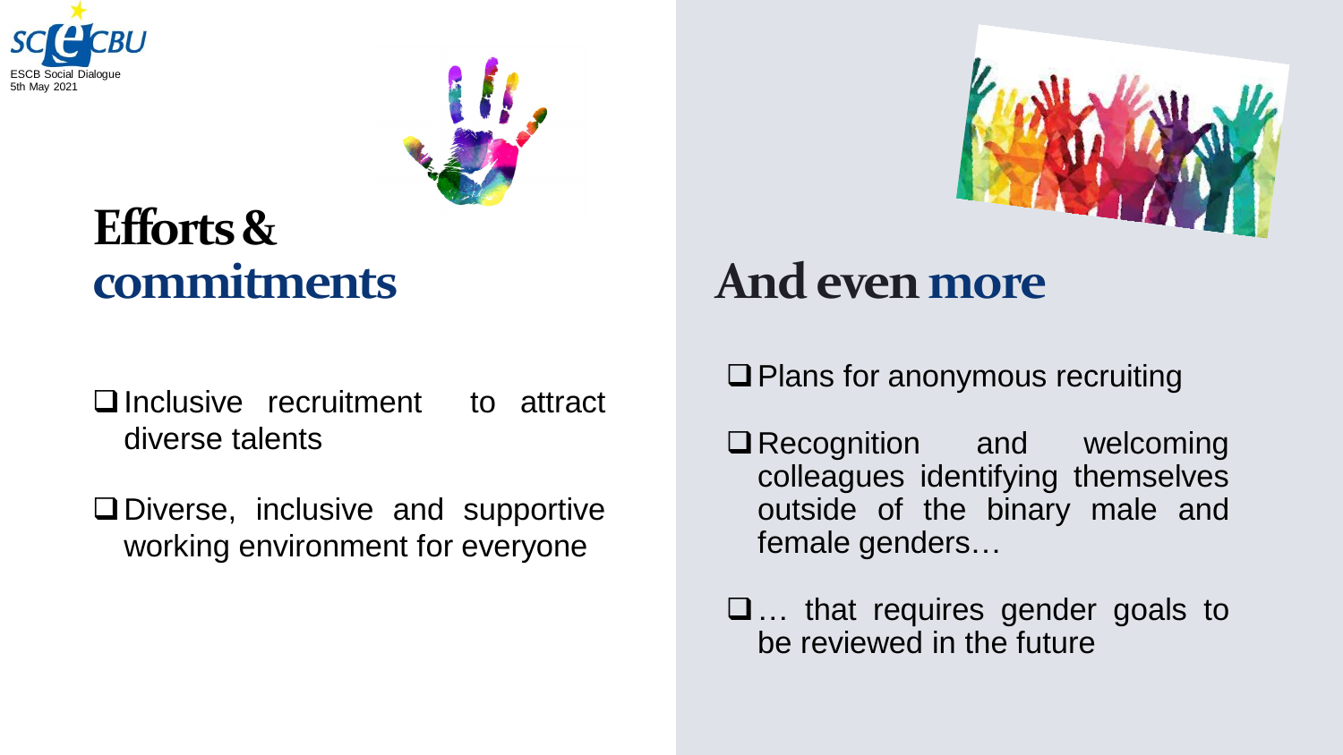## Efforts & commitments

- Inclusive recruitment to attract diverse talents
- Diverse, inclusive and supportive working environment for everyone

## And even more

- Plans for anonymous recruiting
- Recognition and welcoming colleagues identifying themselves outside of the binary male and female genders…
- … that requires gender goals to be reviewed in the future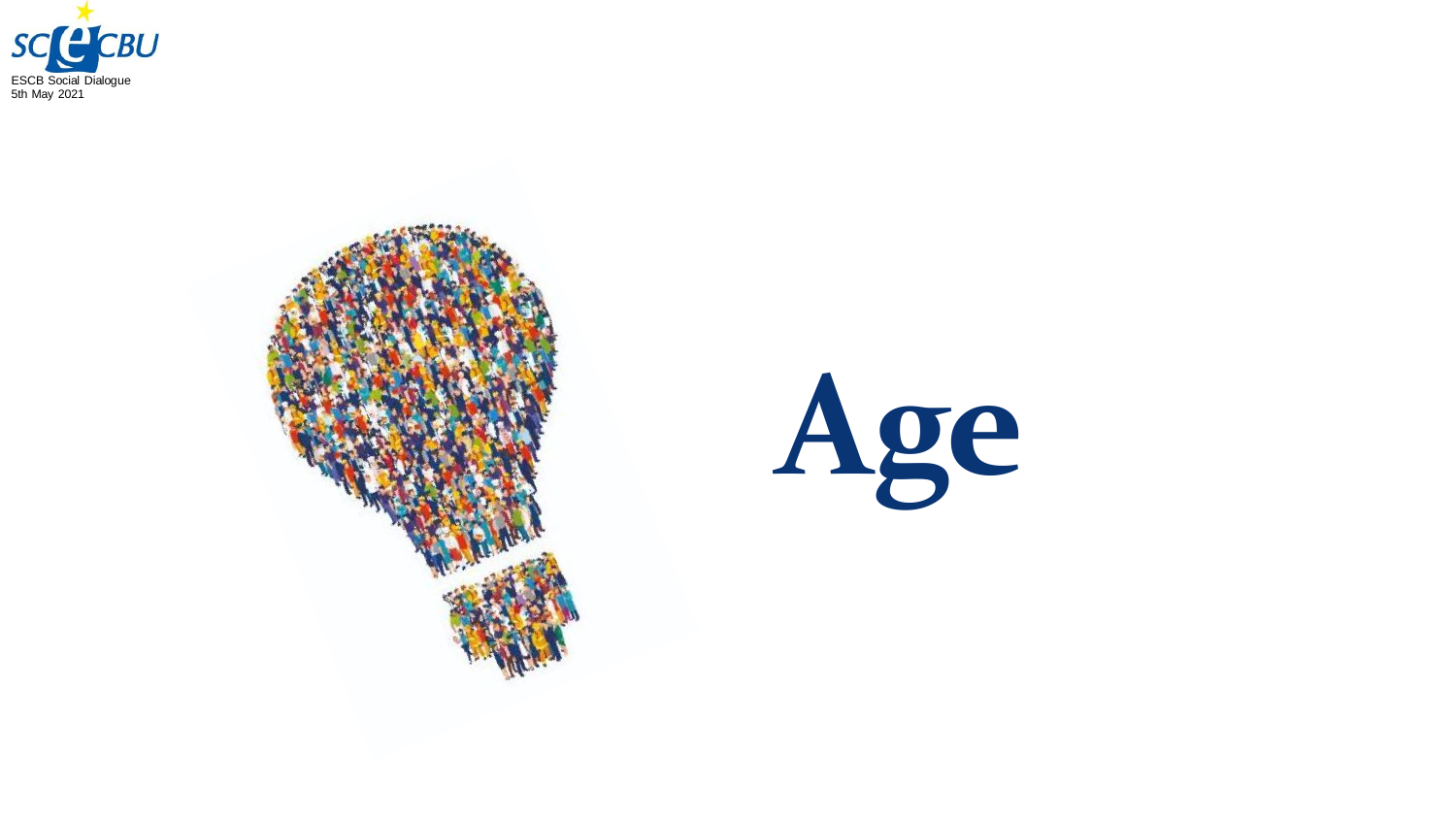# Age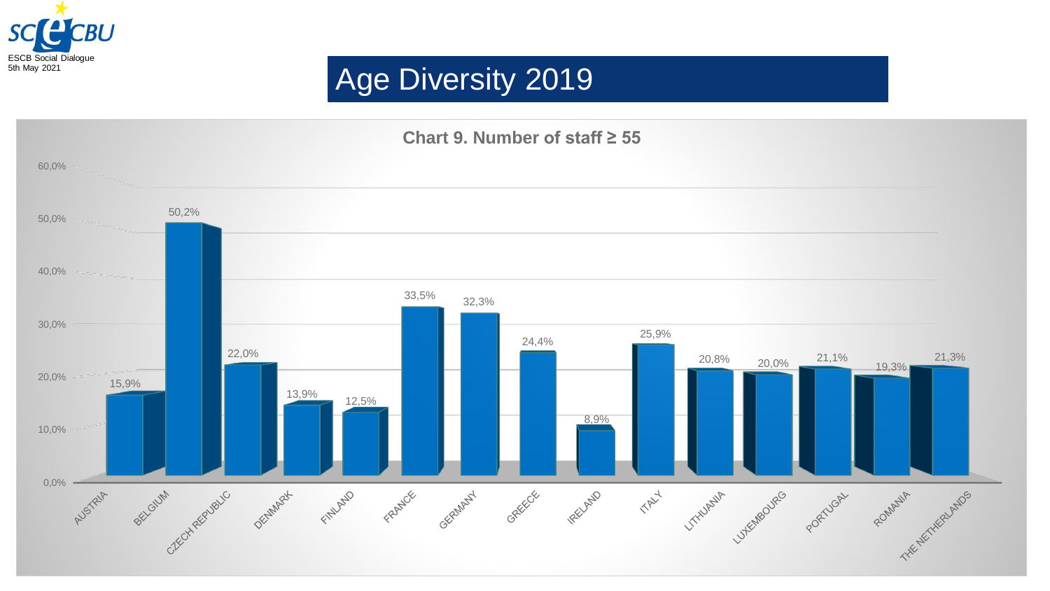# Age Diversity 2019

**Chart 9. Number of staff ≥ 55**

| Country | Share of staff ≥ 55 |
|---|---|
| AUSTRIA | 15,9% |
| BELGIUM | 50,2% |
| CZECH REPUBLIC | 22,0% |
| DENMARK | 13,9% |
| FINLAND | 12,5% |
| FRANCE | 33,5% |
| GERMANY | 32,3% |
| GREECE | 24,4% |
| IRELAND | 8,9% |
| ITALY | 25,9% |
| LITHUANIA | 20,8% |
| LUXEMBOURG | 20,0% |
| PORTUGAL | 21,1% |
| ROMANIA | 19,3% |
| THE NETHERLANDS | 21,3% |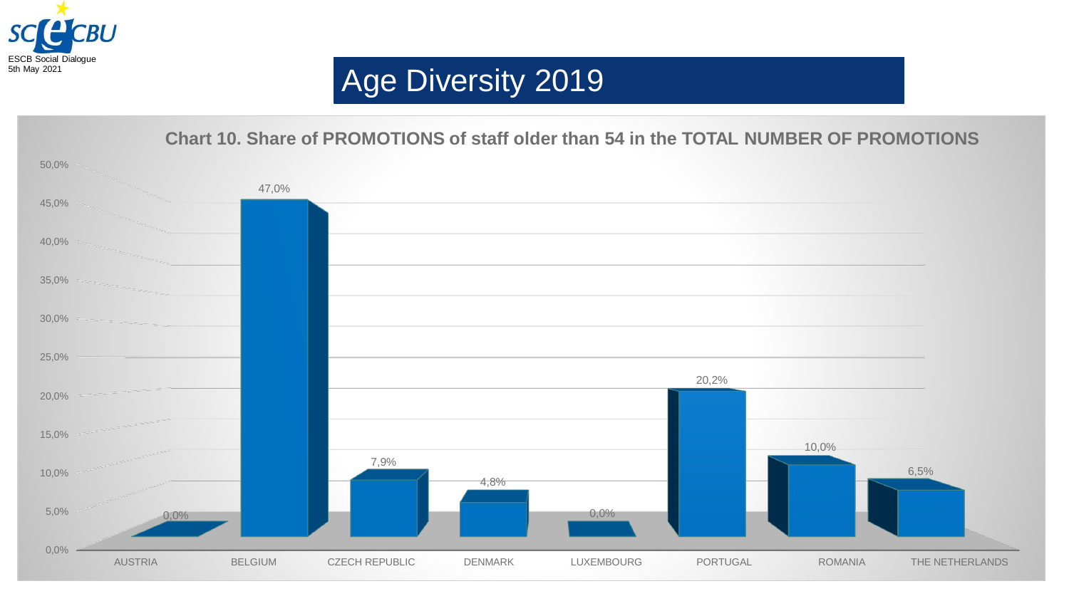# Age Diversity 2019

**Chart 10. Share of PROMOTIONS of staff older than 54 in the TOTAL NUMBER OF PROMOTIONS**

| Country | Share |
| --- | --- |
| AUSTRIA | 0,0% |
| BELGIUM | 47,0% |
| CZECH REPUBLIC | 7,9% |
| DENMARK | 4,8% |
| LUXEMBOURG | 0,0% |
| PORTUGAL | 20,2% |
| ROMANIA | 10,0% |
| THE NETHERLANDS | 6,5% |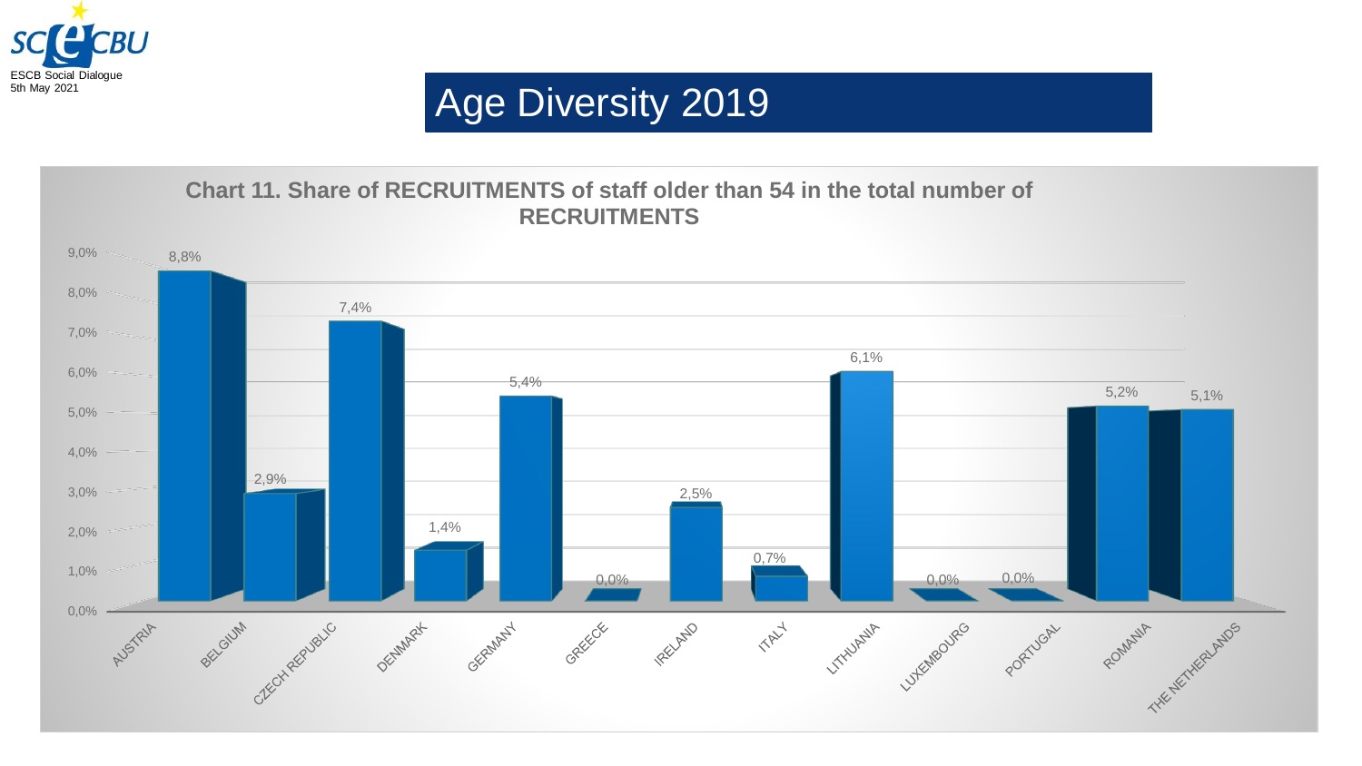# Age Diversity 2019

**Chart 11. Share of RECRUITMENTS of staff older than 54 in the total number of RECRUITMENTS**

| Country | Share |
|---|---|
| AUSTRIA | 8,8% |
| BELGIUM | 2,9% |
| CZECH REPUBLIC | 7,4% |
| DENMARK | 1,4% |
| GERMANY | 5,4% |
| GREECE | 0,0% |
| IRELAND | 2,5% |
| ITALY | 0,7% |
| LITHUANIA | 6,1% |
| LUXEMBOURG | 0,0% |
| PORTUGAL | 0,0% |
| ROMANIA | 5,2% |
| THE NETHERLANDS | 5,1% |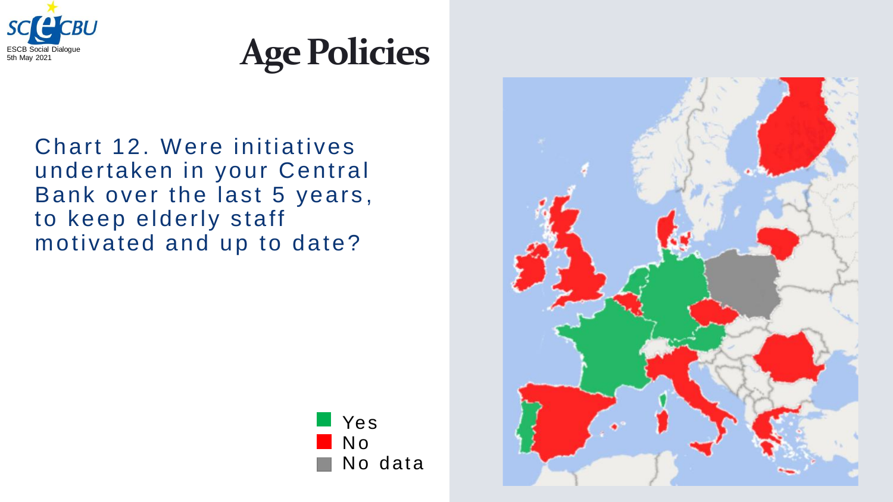# Age Policies

Chart 12. Were initiatives undertaken in your Central Bank over the last 5 years, to keep elderly staff motivated and up to date?

- Yes
- No
- No data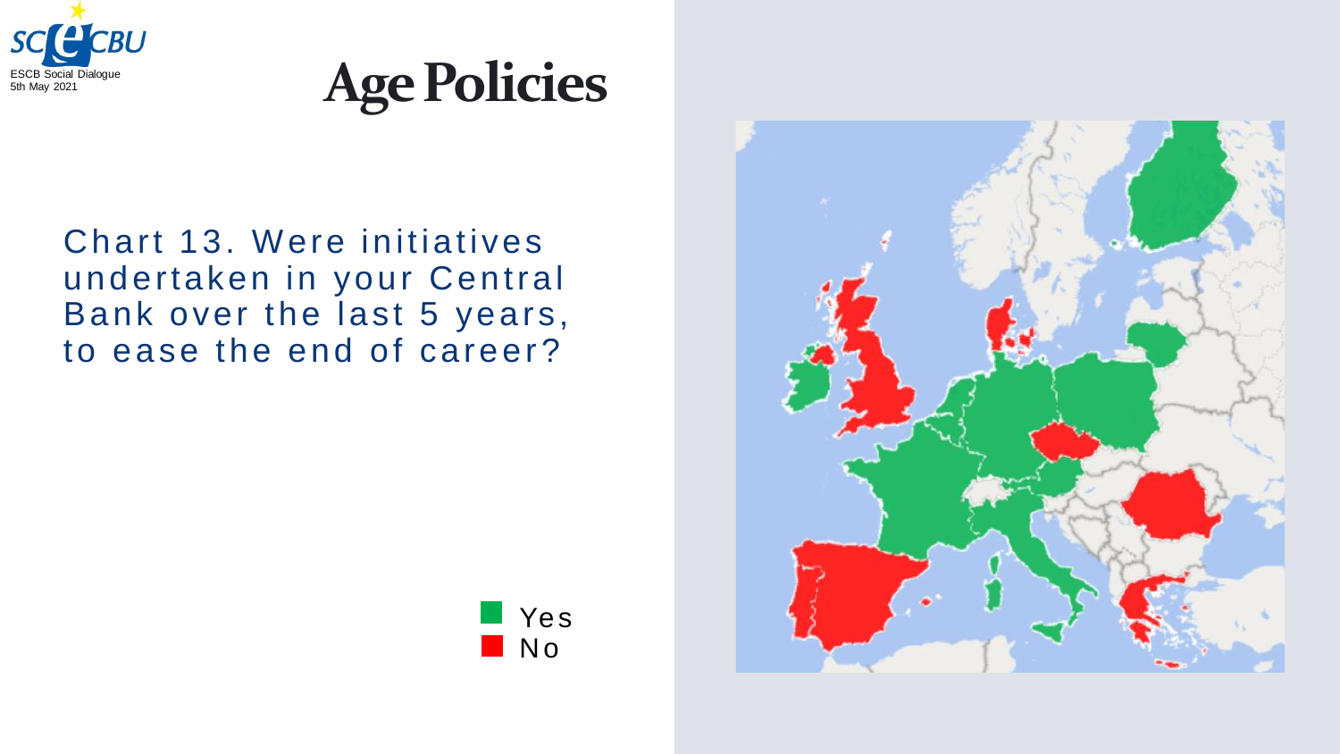# Age Policies

Chart 13. Were initiatives undertaken in your Central Bank over the last 5 years, to ease the end of career?

- Yes
- No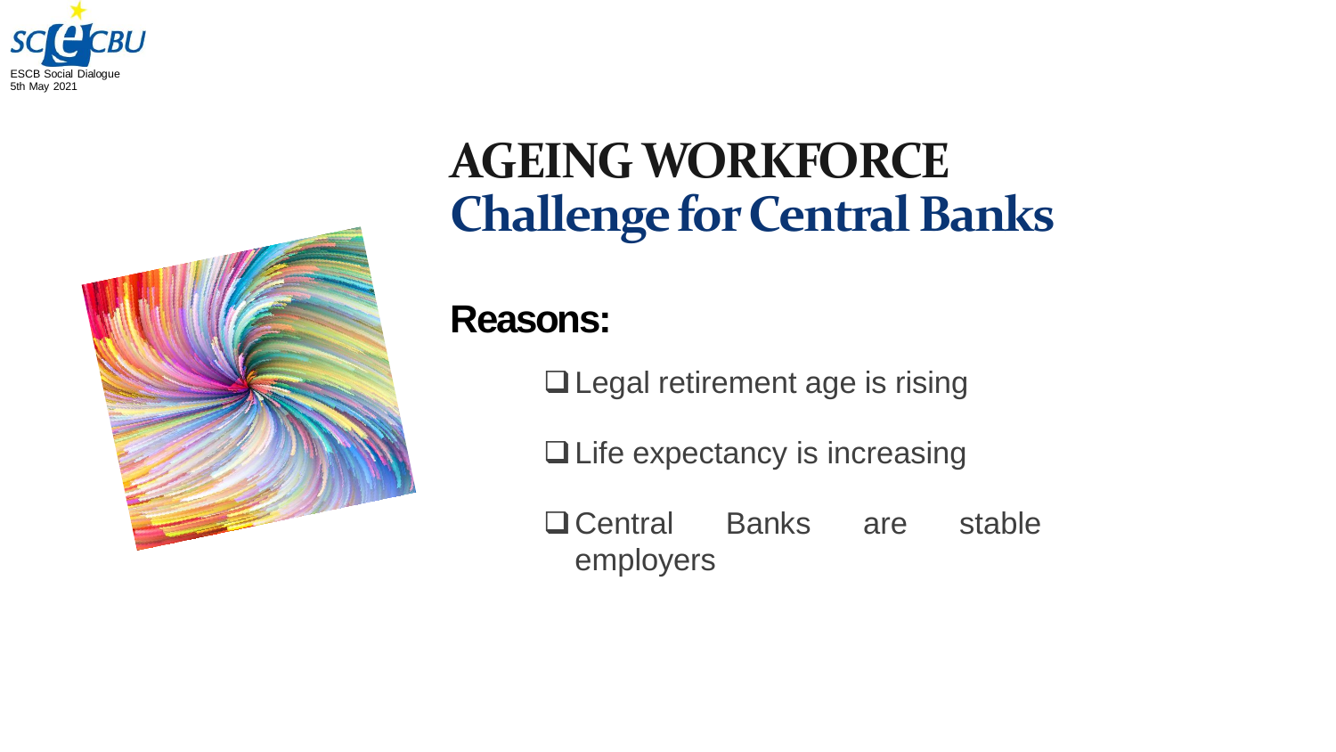# AGEING WORKFORCE
## Challenge for Central Banks

**Reasons:**

- Legal retirement age is rising
- Life expectancy is increasing
- Central Banks are stable employers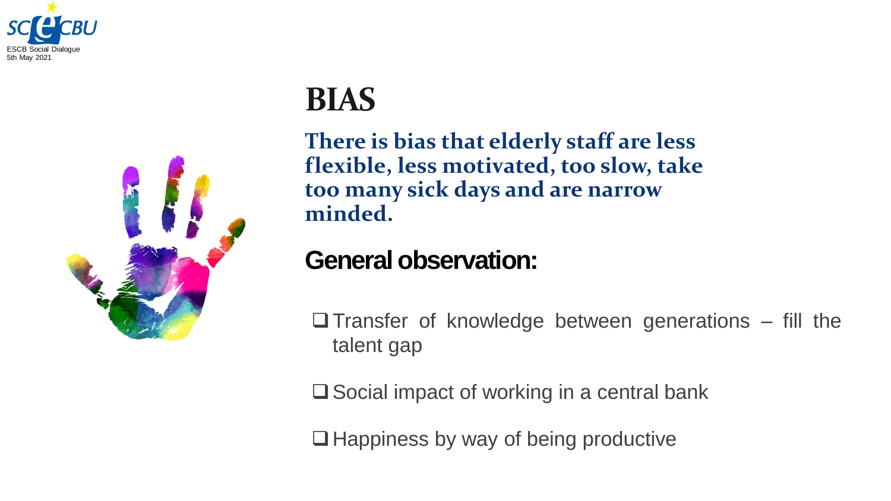# BIAS

**There is bias that elderly staff are less flexible, less motivated, too slow, take too many sick days and are narrow minded.**

## General observation:

- Transfer of knowledge between generations – fill the talent gap
- Social impact of working in a central bank
- Happiness by way of being productive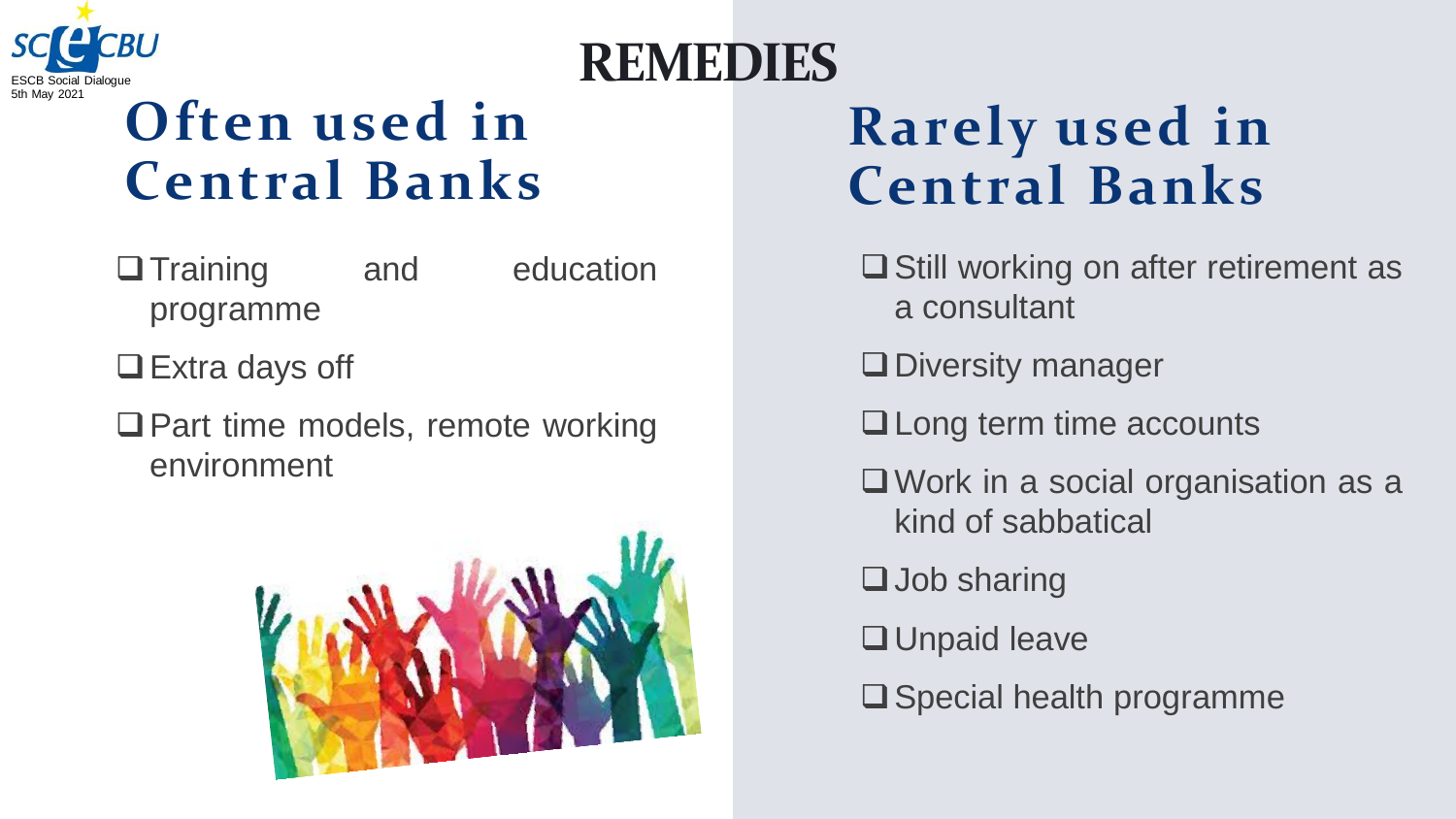# REMEDIES

## Often used in Central Banks

- Training and education programme
- Extra days off
- Part time models, remote working environment

## Rarely used in Central Banks

- Still working on after retirement as a consultant
- Diversity manager
- Long term time accounts
- Work in a social organisation as a kind of sabbatical
- Job sharing
- Unpaid leave
- Special health programme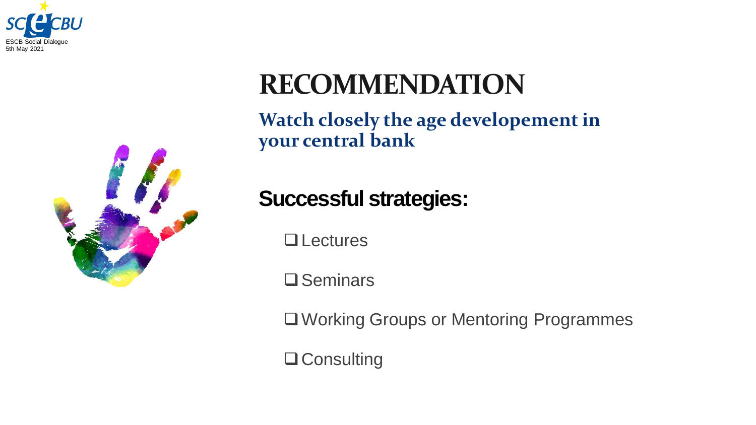# RECOMMENDATION

## Watch closely the age developement in your central bank

### Successful strategies:

- ❑ Lectures
- ❑ Seminars
- ❑ Working Groups or Mentoring Programmes
- ❑ Consulting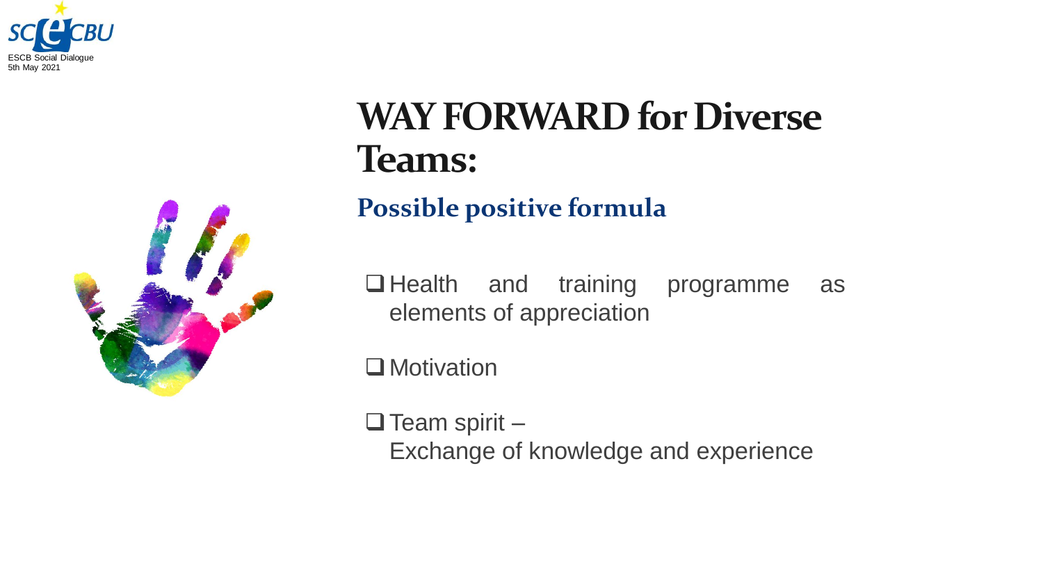# WAY FORWARD for Diverse Teams:

## Possible positive formula

- Health and training programme as elements of appreciation
- Motivation
- Team spirit – Exchange of knowledge and experience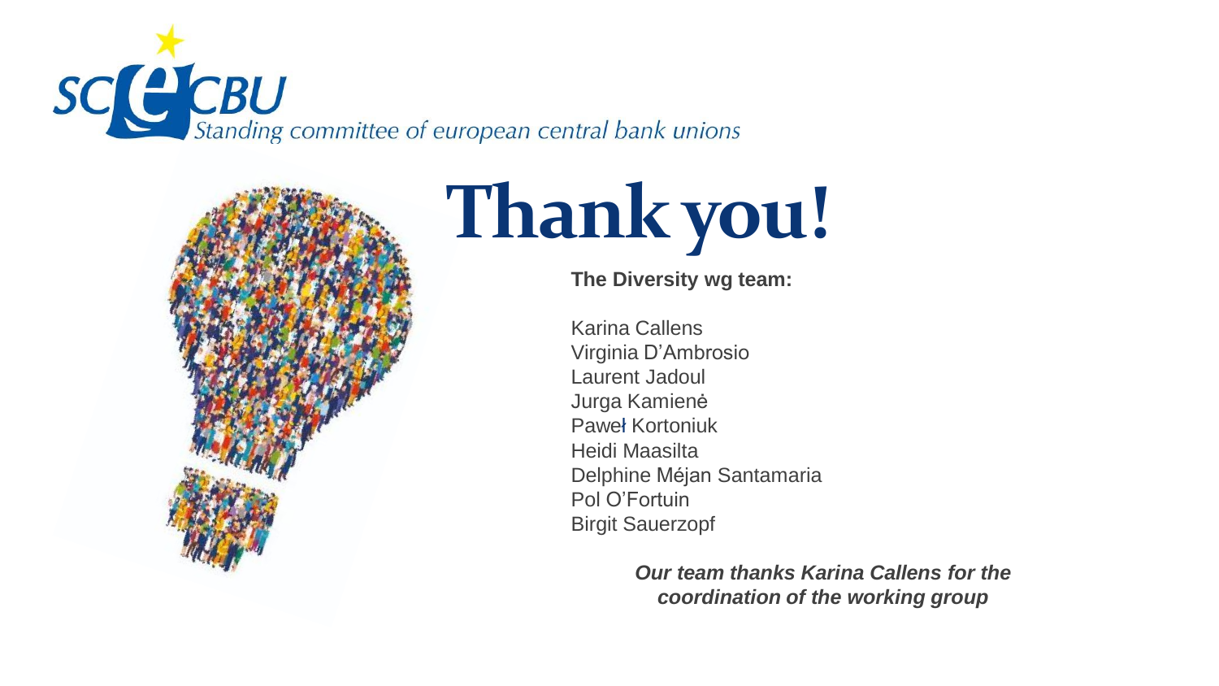SCECBU

Standing committee of european central bank unions

# Thank you!

**The Diversity wg team:**

Karina Callens
Virginia D'Ambrosio
Laurent Jadoul
Jurga Kamienė
Paweł Kortoniuk
Heidi Maasilta
Delphine Méjan Santamaria
Pol O'Fortuin
Birgit Sauerzopf

***Our team thanks Karina Callens for the coordination of the working group***